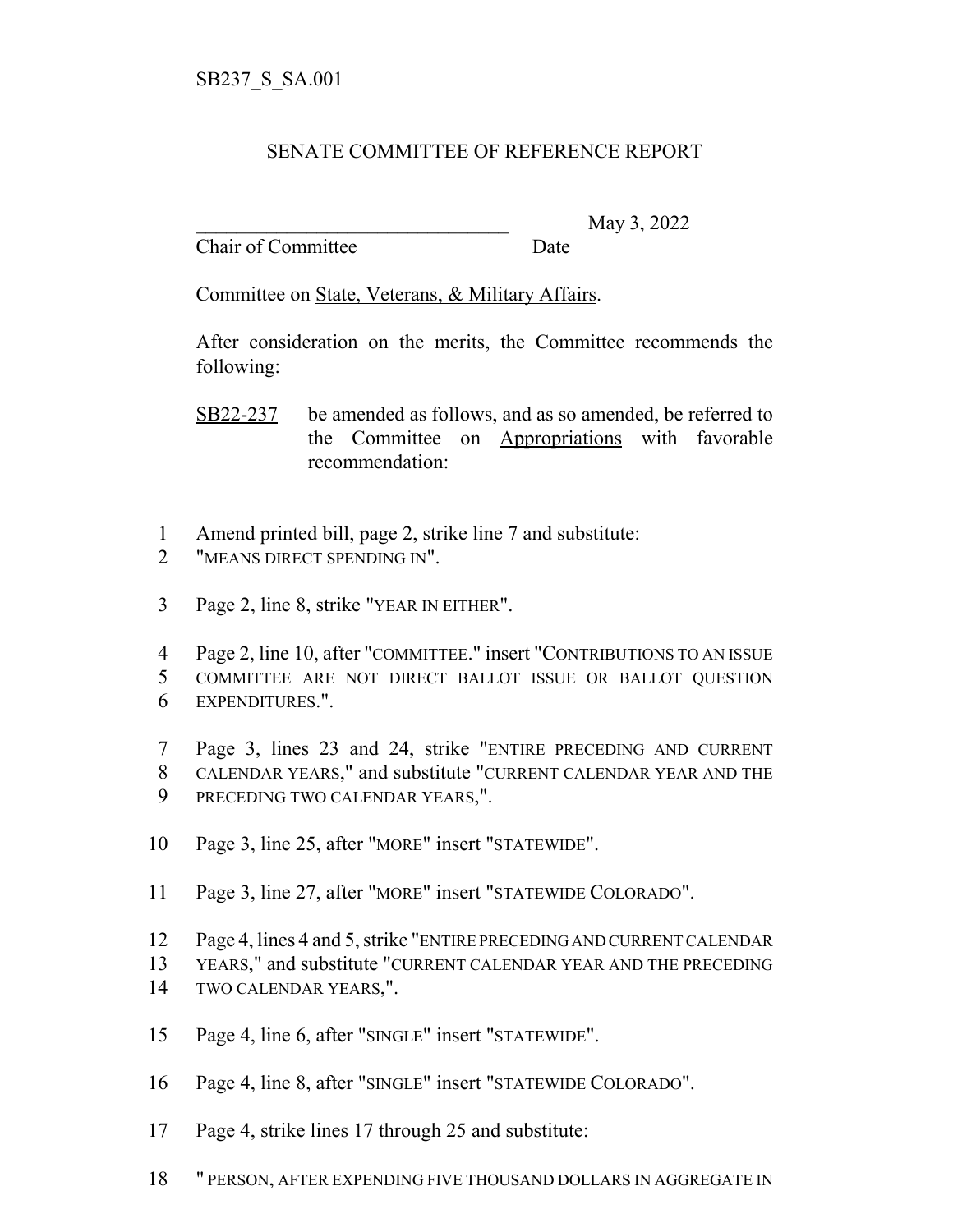SB237_S_SA.001

# SENATE COMMITTEE OF REFERENCE REPORT

\_\_\_\_\_\_\_\_\_\_\_\_\_\_\_\_\_\_\_\_\_\_\_\_\_\_\_\_\_\_\_\_ May 3, 2022

Chair of Committee Date

Committee on State, Veterans, & Military Affairs.

After consideration on the merits, the Committee recommends the following:

SB22-237 be amended as follows, and as so amended, be referred to the Committee on Appropriations with favorable recommendation:

1 Amend printed bill, page 2, strike line 7 and substitute:
2 "MEANS DIRECT SPENDING IN".

3 Page 2, line 8, strike "YEAR IN EITHER".

4 Page 2, line 10, after "COMMITTEE." insert "CONTRIBUTIONS TO AN ISSUE
5 COMMITTEE ARE NOT DIRECT BALLOT ISSUE OR BALLOT QUESTION
6 EXPENDITURES.".

7 Page 3, lines 23 and 24, strike "ENTIRE PRECEDING AND CURRENT
8 CALENDAR YEARS," and substitute "CURRENT CALENDAR YEAR AND THE
9 PRECEDING TWO CALENDAR YEARS,".

10 Page 3, line 25, after "MORE" insert "STATEWIDE".

11 Page 3, line 27, after "MORE" insert "STATEWIDE COLORADO".

12 Page 4, lines 4 and 5, strike "ENTIRE PRECEDING AND CURRENT CALENDAR
13 YEARS," and substitute "CURRENT CALENDAR YEAR AND THE PRECEDING
14 TWO CALENDAR YEARS,".

15 Page 4, line 6, after "SINGLE" insert "STATEWIDE".

16 Page 4, line 8, after "SINGLE" insert "STATEWIDE COLORADO".

17 Page 4, strike lines 17 through 25 and substitute:

18 " PERSON, AFTER EXPENDING FIVE THOUSAND DOLLARS IN AGGREGATE IN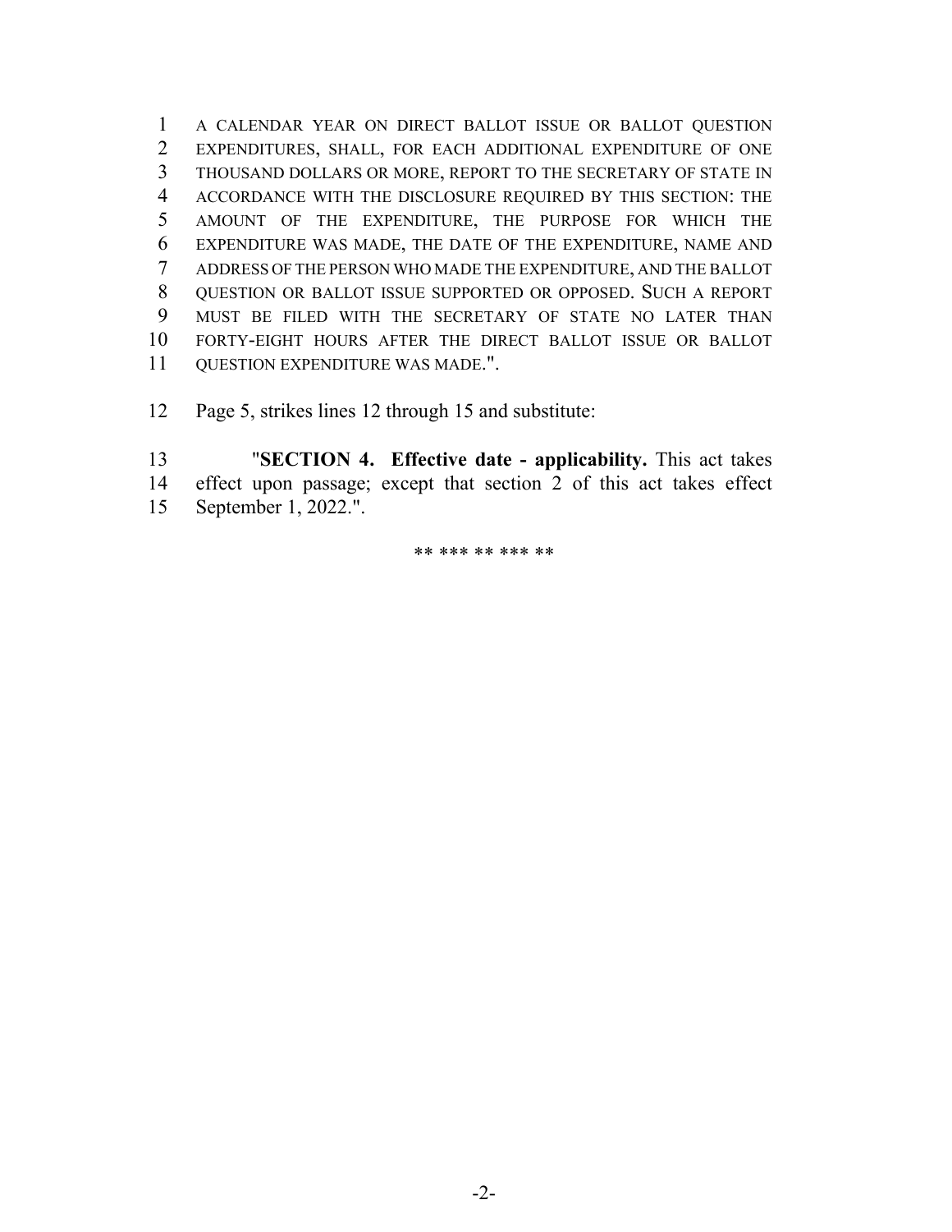A CALENDAR YEAR ON DIRECT BALLOT ISSUE OR BALLOT QUESTION EXPENDITURES, SHALL, FOR EACH ADDITIONAL EXPENDITURE OF ONE THOUSAND DOLLARS OR MORE, REPORT TO THE SECRETARY OF STATE IN ACCORDANCE WITH THE DISCLOSURE REQUIRED BY THIS SECTION: THE AMOUNT OF THE EXPENDITURE, THE PURPOSE FOR WHICH THE EXPENDITURE WAS MADE, THE DATE OF THE EXPENDITURE, NAME AND ADDRESS OF THE PERSON WHO MADE THE EXPENDITURE, AND THE BALLOT QUESTION OR BALLOT ISSUE SUPPORTED OR OPPOSED. SUCH A REPORT MUST BE FILED WITH THE SECRETARY OF STATE NO LATER THAN FORTY-EIGHT HOURS AFTER THE DIRECT BALLOT ISSUE OR BALLOT QUESTION EXPENDITURE WAS MADE.".

Page 5, strikes lines 12 through 15 and substitute:

"**SECTION 4. Effective date - applicability.** This act takes effect upon passage; except that section 2 of this act takes effect September 1, 2022.".

** *** ** *** **